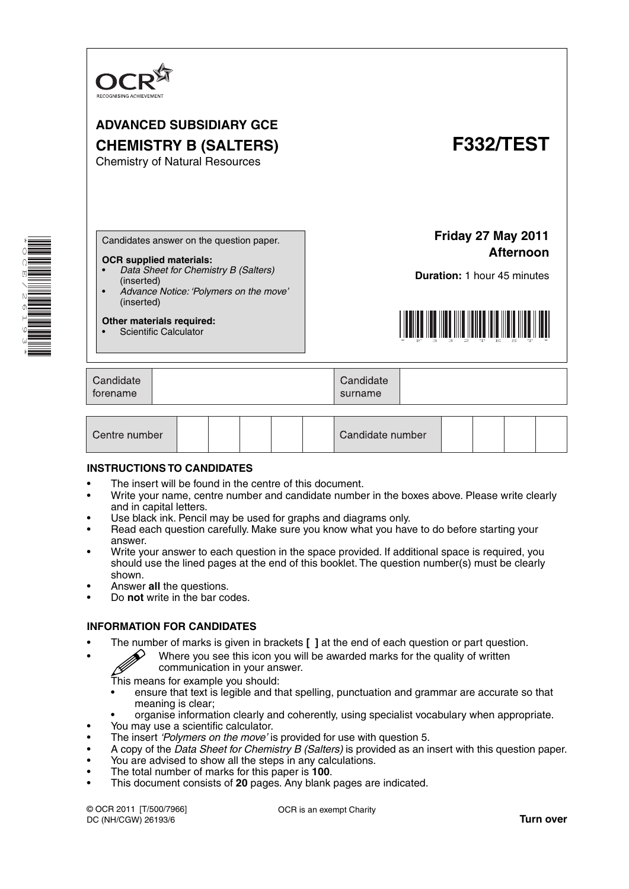OCR
RECOGNISING ACHIEVEMENT

**ADVANCED SUBSIDIARY GCE**

**CHEMISTRY B (SALTERS)**

Chemistry of Natural Resources

# F332/TEST

Candidates answer on the question paper.

**OCR supplied materials:**

- *Data Sheet for Chemistry B (Salters)* (inserted)
- *Advance Notice: 'Polymers on the move'* (inserted)

**Other materials required:**

- Scientific Calculator

**Friday 27 May 2011**
**Afternoon**

**Duration:** 1 hour 45 minutes

| Candidate forename | | Candidate surname | |
|---|---|---|---|

| Centre number | | | | | | Candidate number | | | | |
|---|---|---|---|---|---|---|---|---|---|---|

**INSTRUCTIONS TO CANDIDATES**

- The insert will be found in the centre of this document.
- Write your name, centre number and candidate number in the boxes above. Please write clearly and in capital letters.
- Use black ink. Pencil may be used for graphs and diagrams only.
- Read each question carefully. Make sure you know what you have to do before starting your answer.
- Write your answer to each question in the space provided. If additional space is required, you should use the lined pages at the end of this booklet. The question number(s) must be clearly shown.
- Answer **all** the questions.
- Do **not** write in the bar codes.

**INFORMATION FOR CANDIDATES**

- The number of marks is given in brackets **[ ]** at the end of each question or part question.
- Where you see this icon you will be awarded marks for the quality of written communication in your answer.
  This means for example you should:
  - ensure that text is legible and that spelling, punctuation and grammar are accurate so that meaning is clear;
  - organise information clearly and coherently, using specialist vocabulary when appropriate.
- You may use a scientific calculator.
- The insert *'Polymers on the move'* is provided for use with question 5.
- A copy of the *Data Sheet for Chemistry B (Salters)* is provided as an insert with this question paper.
- You are advised to show all the steps in any calculations.
- The total number of marks for this paper is **100**.
- This document consists of **20** pages. Any blank pages are indicated.

© OCR 2011 [T/500/7966]
DC (NH/CGW) 26193/6

OCR is an exempt Charity

**Turn over**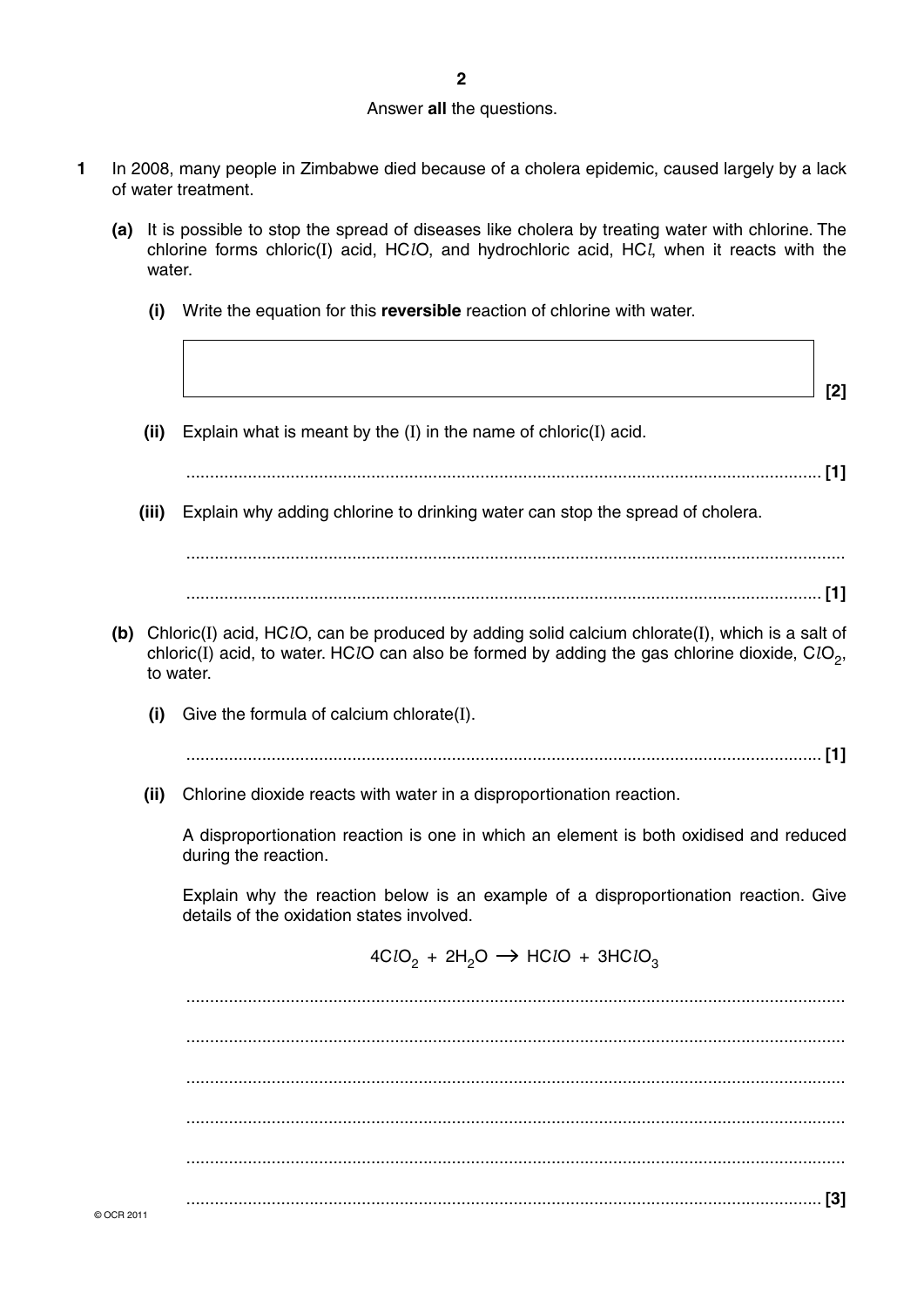Answer **all** the questions.

**1** In 2008, many people in Zimbabwe died because of a cholera epidemic, caused largely by a lack of water treatment.

**(a)** It is possible to stop the spread of diseases like cholera by treating water with chlorine. The chlorine forms chloric(I) acid, $HClO$, and hydrochloric acid, $HCl$, when it reacts with the water.

**(i)** Write the equation for this **reversible** reaction of chlorine with water.

**[2]**

**(ii)** Explain what is meant by the (I) in the name of chloric(I) acid.

........................................................................................................................................ **[1]**

**(iii)** Explain why adding chlorine to drinking water can stop the spread of cholera.

..........................................................................................................................................

........................................................................................................................................ **[1]**

**(b)** Chloric(I) acid, $HClO$, can be produced by adding solid calcium chlorate(I), which is a salt of chloric(I) acid, to water. $HClO$ can also be formed by adding the gas chlorine dioxide, $ClO_2$, to water.

**(i)** Give the formula of calcium chlorate(I).

........................................................................................................................................ **[1]**

**(ii)** Chlorine dioxide reacts with water in a disproportionation reaction.

A disproportionation reaction is one in which an element is both oxidised and reduced during the reaction.

Explain why the reaction below is an example of a disproportionation reaction. Give details of the oxidation states involved.

$$4ClO_2 + 2H_2O \rightarrow HClO + 3HClO_3$$

..........................................................................................................................................

..........................................................................................................................................

..........................................................................................................................................

..........................................................................................................................................

..........................................................................................................................................

........................................................................................................................................ **[3]**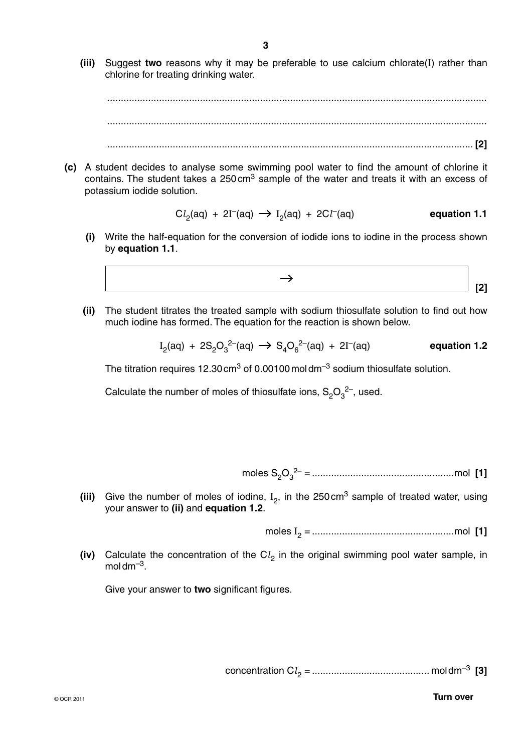**(iii)** Suggest **two** reasons why it may be preferable to use calcium chlorate(I) rather than chlorine for treating drinking water.

.............................................................................................................................................

.............................................................................................................................................

....................................................................................................................................... **[2]**

**(c)** A student decides to analyse some swimming pool water to find the amount of chlorine it contains. The student takes a 250 cm$^3$ sample of the water and treats it with an excess of potassium iodide solution.

$$Cl_2(aq) + 2I^-(aq) \rightarrow I_2(aq) + 2Cl^-(aq) \qquad \textbf{equation 1.1}$$

**(i)** Write the half-equation for the conversion of iodide ions to iodine in the process shown by **equation 1.1**.

$$\rightarrow$$

**[2]**

**(ii)** The student titrates the treated sample with sodium thiosulfate solution to find out how much iodine has formed. The equation for the reaction is shown below.

$$I_2(aq) + 2S_2O_3^{2-}(aq) \rightarrow S_4O_6^{2-}(aq) + 2I^-(aq) \qquad \textbf{equation 1.2}$$

The titration requires 12.30 cm$^3$ of 0.00100 mol dm$^{-3}$ sodium thiosulfate solution.

Calculate the number of moles of thiosulfate ions, $S_2O_3^{2-}$, used.

moles $S_2O_3^{2-}$ = ................................................... mol **[1]**

**(iii)** Give the number of moles of iodine, $I_2$, in the 250 cm$^3$ sample of treated water, using your answer to **(ii)** and **equation 1.2**.

moles $I_2$ = ................................................... mol **[1]**

**(iv)** Calculate the concentration of the $Cl_2$ in the original swimming pool water sample, in mol dm$^{-3}$.

Give your answer to **two** significant figures.

concentration $Cl_2$ = ........................................... mol dm$^{-3}$ **[3]**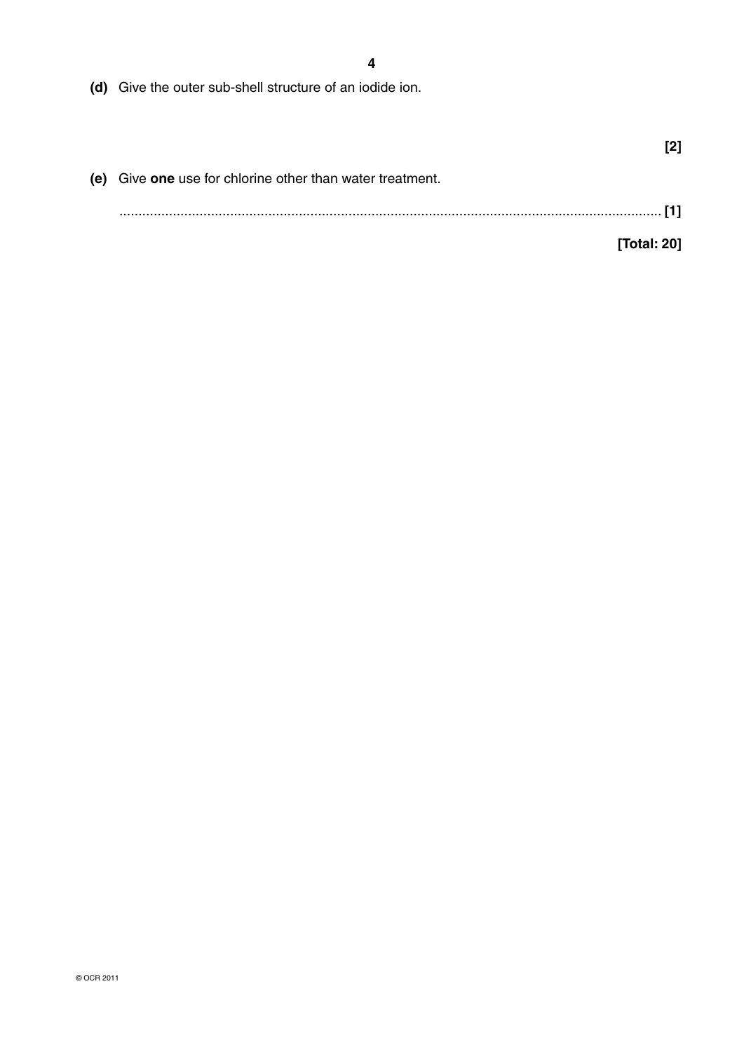**(d)** Give the outer sub-shell structure of an iodide ion.

**[2]**

**(e)** Give **one** use for chlorine other than water treatment.

............................................................................................................................................ **[1]**

**[Total: 20]**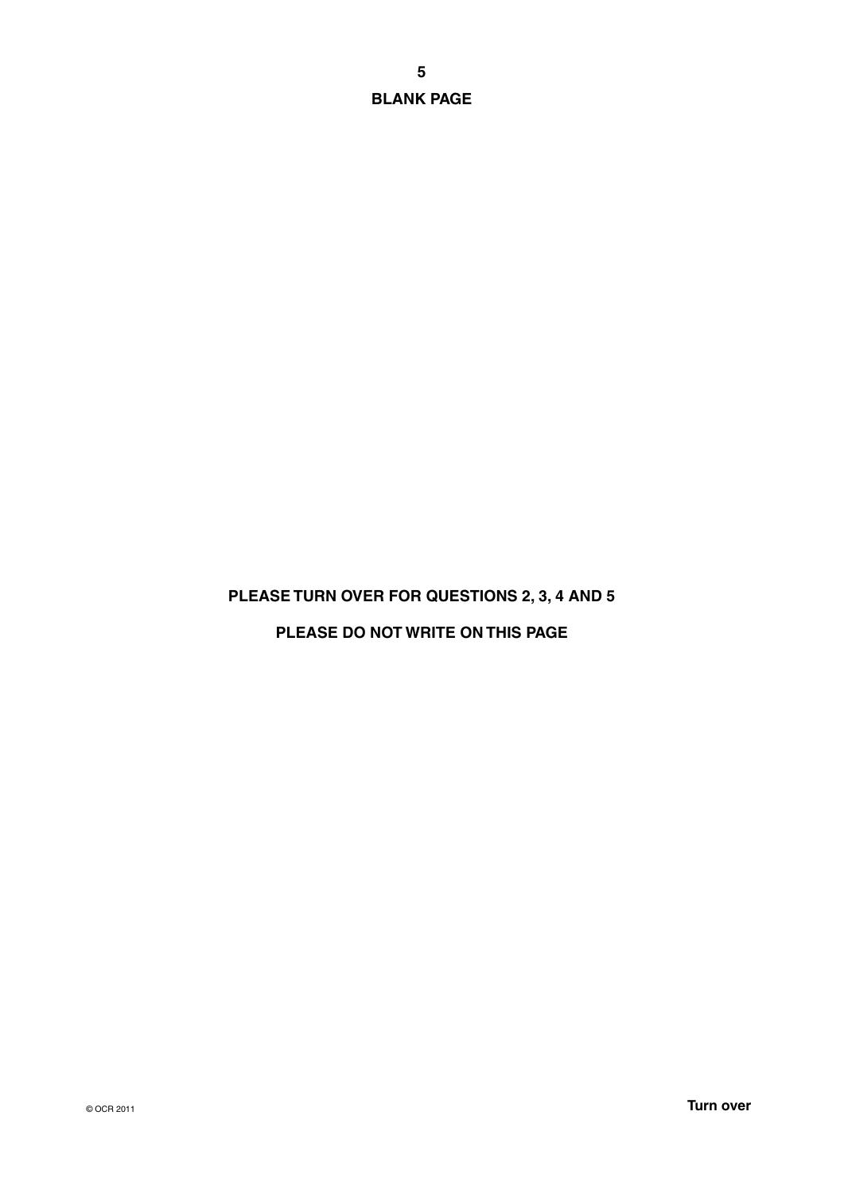**BLANK PAGE**

**PLEASE TURN OVER FOR QUESTIONS 2, 3, 4 AND 5**

**PLEASE DO NOT WRITE ON THIS PAGE**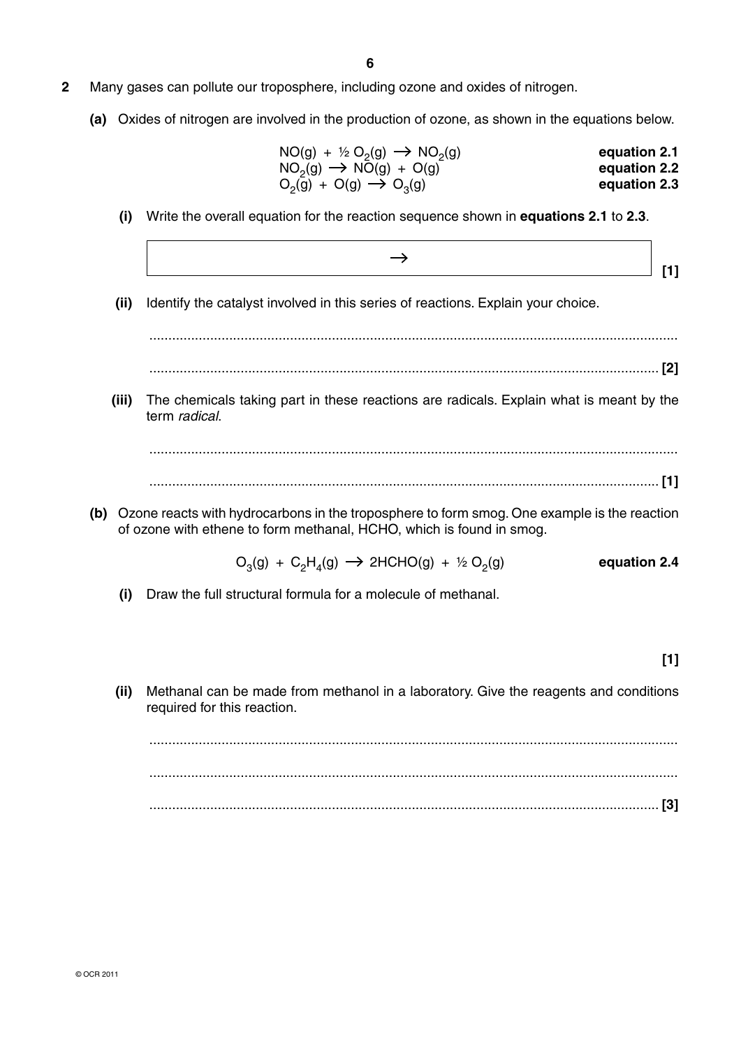**2** Many gases can pollute our troposphere, including ozone and oxides of nitrogen.

**(a)** Oxides of nitrogen are involved in the production of ozone, as shown in the equations below.

$NO(g) + \frac{1}{2} O_2(g) \rightarrow NO_2(g)$ **equation 2.1**

$NO_2(g) \rightarrow NO(g) + O(g)$ **equation 2.2**

$O_2(g) + O(g) \rightarrow O_3(g)$ **equation 2.3**

**(i)** Write the overall equation for the reaction sequence shown in **equations 2.1** to **2.3**.

$\rightarrow$ **[1]**

**(ii)** Identify the catalyst involved in this series of reactions. Explain your choice.

..........................................................................................................................................

.......................................................................................................................................... **[2]**

**(iii)** The chemicals taking part in these reactions are radicals. Explain what is meant by the term *radical*.

..........................................................................................................................................

.......................................................................................................................................... **[1]**

**(b)** Ozone reacts with hydrocarbons in the troposphere to form smog. One example is the reaction of ozone with ethene to form methanal, HCHO, which is found in smog.

$O_3(g) + C_2H_4(g) \rightarrow 2HCHO(g) + \frac{1}{2} O_2(g)$ **equation 2.4**

**(i)** Draw the full structural formula for a molecule of methanal.

**[1]**

**(ii)** Methanal can be made from methanol in a laboratory. Give the reagents and conditions required for this reaction.

..........................................................................................................................................

..........................................................................................................................................

.......................................................................................................................................... **[3]**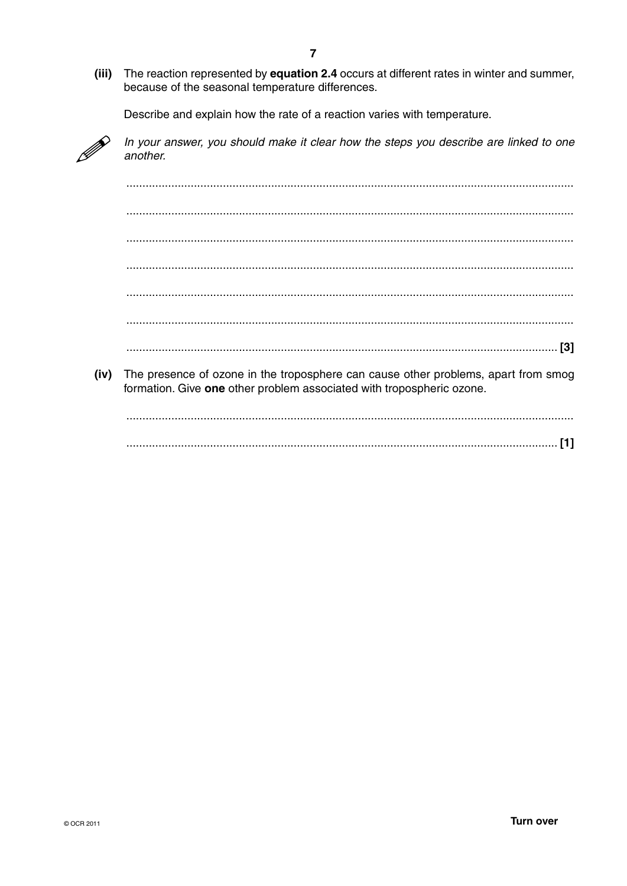**(iii)** The reaction represented by **equation 2.4** occurs at different rates in winter and summer, because of the seasonal temperature differences.

Describe and explain how the rate of a reaction varies with temperature.

*In your answer, you should make it clear how the steps you describe are linked to one another.*

..........................................................................................................................................

..........................................................................................................................................

..........................................................................................................................................

..........................................................................................................................................

..........................................................................................................................................

..........................................................................................................................................

.................................................................................................................................... [3]

**(iv)** The presence of ozone in the troposphere can cause other problems, apart from smog formation. Give **one** other problem associated with tropospheric ozone.

..........................................................................................................................................

.................................................................................................................................... [1]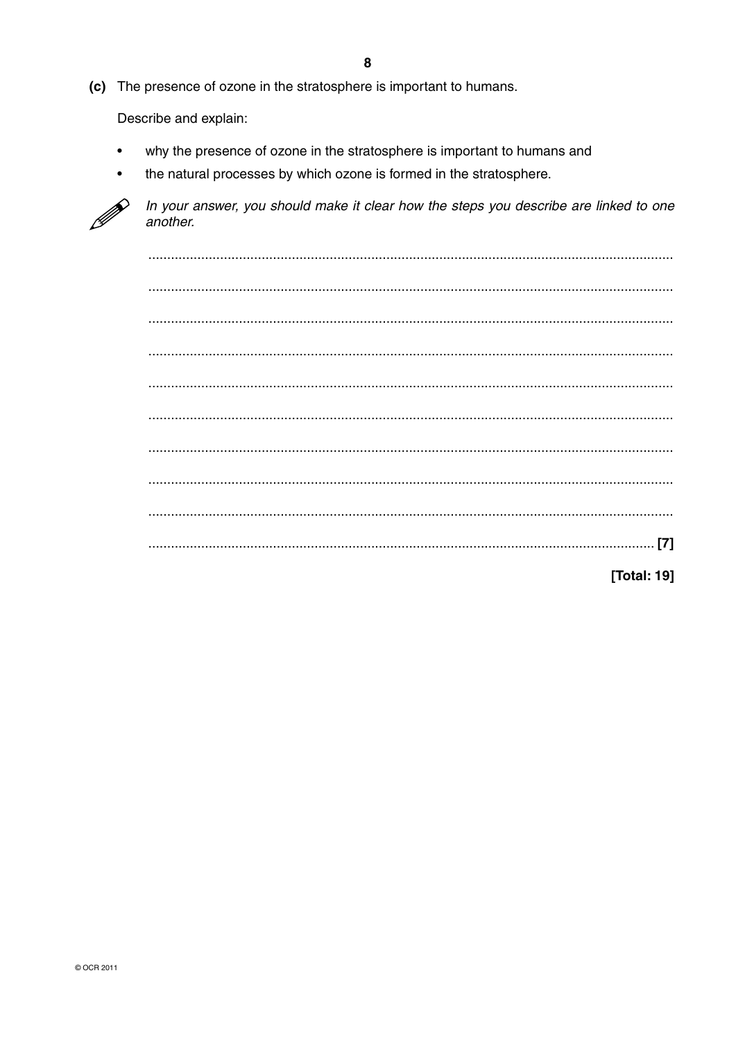**(c)** The presence of ozone in the stratosphere is important to humans.

Describe and explain:

- why the presence of ozone in the stratosphere is important to humans and
- the natural processes by which ozone is formed in the stratosphere.

*In your answer, you should make it clear how the steps you describe are linked to one another.*

.......................................................................................................................................

.......................................................................................................................................

.......................................................................................................................................

.......................................................................................................................................

.......................................................................................................................................

.......................................................................................................................................

.......................................................................................................................................

.......................................................................................................................................

.......................................................................................................................................

................................................................................................................................. [7]

**[Total: 19]**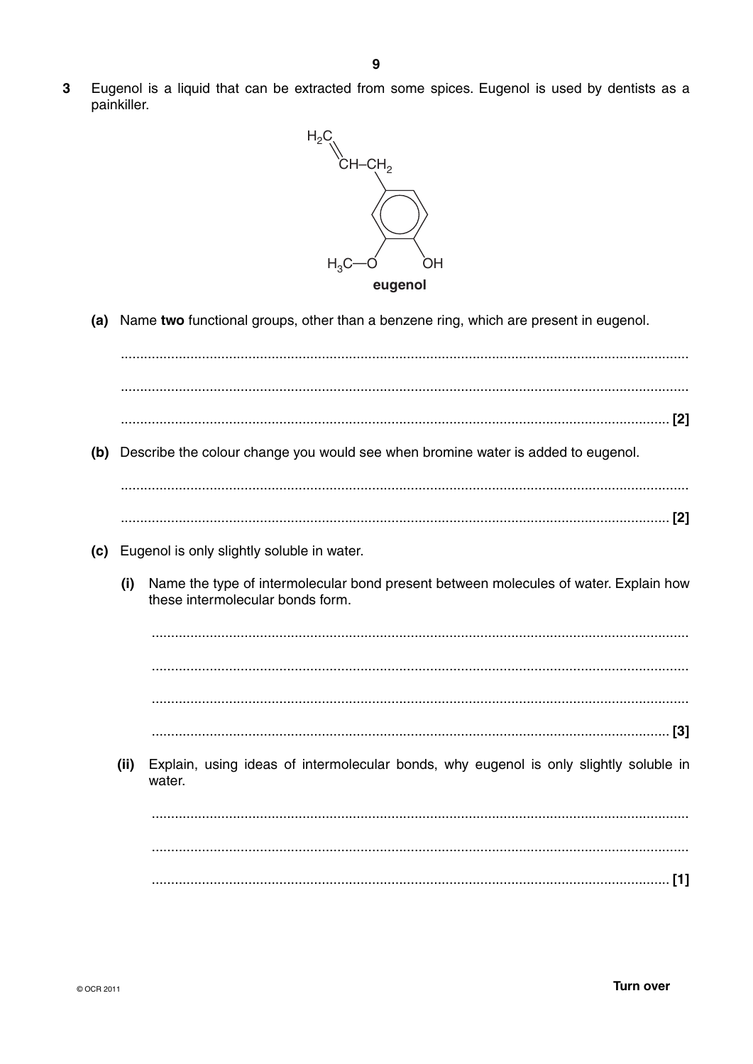**3** Eugenol is a liquid that can be extracted from some spices. Eugenol is used by dentists as a painkiller.

**eugenol**

**(a)** Name **two** functional groups, other than a benzene ring, which are present in eugenol.

..................................................................................................................................

..................................................................................................................................

.............................................................................................................................. [2]

**(b)** Describe the colour change you would see when bromine water is added to eugenol.

..................................................................................................................................

.............................................................................................................................. [2]

**(c)** Eugenol is only slightly soluble in water.

**(i)** Name the type of intermolecular bond present between molecules of water. Explain how these intermolecular bonds form.

..................................................................................................................................

..................................................................................................................................

..................................................................................................................................

.............................................................................................................................. [3]

**(ii)** Explain, using ideas of intermolecular bonds, why eugenol is only slightly soluble in water.

..................................................................................................................................

..................................................................................................................................

.............................................................................................................................. [1]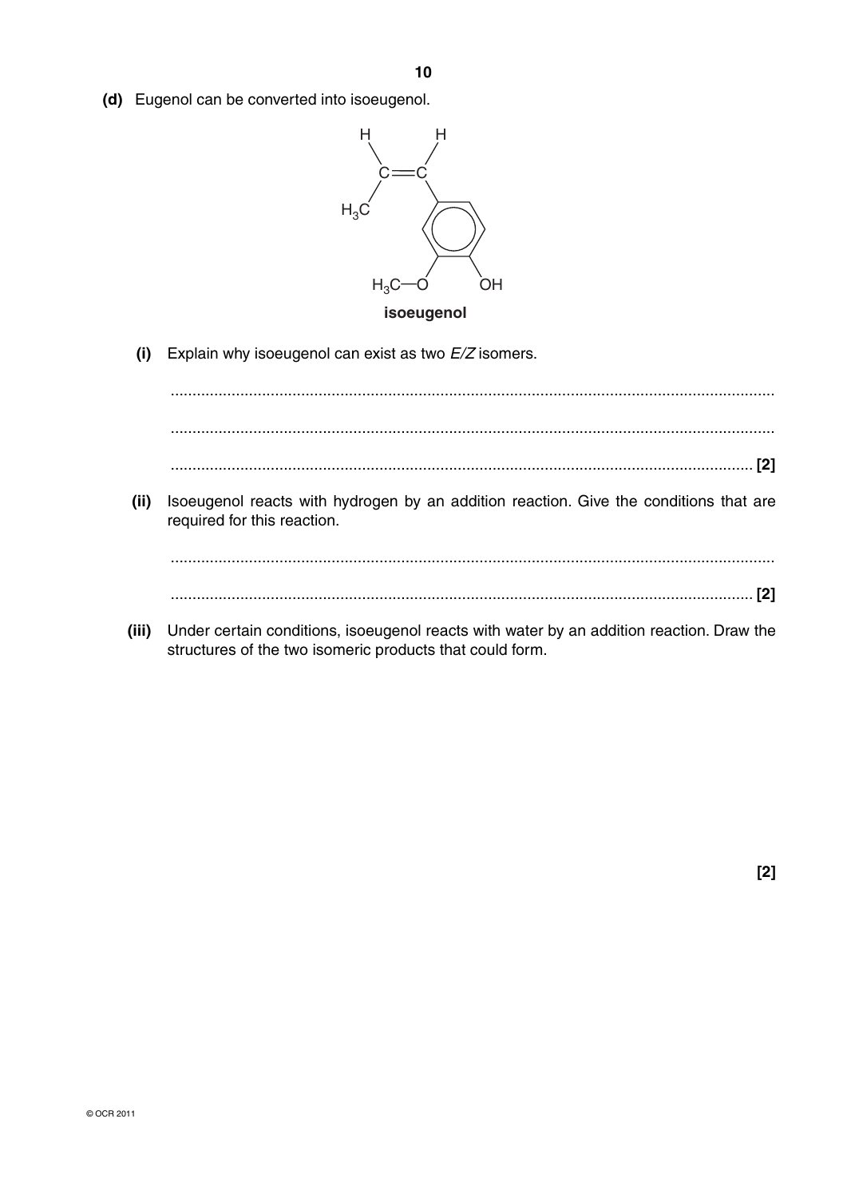**(d)** Eugenol can be converted into isoeugenol.

**isoeugenol**

**(i)** Explain why isoeugenol can exist as two *E/Z* isomers.

..........................................................................................................................................

..........................................................................................................................................

.................................................................................................................................... **[2]**

**(ii)** Isoeugenol reacts with hydrogen by an addition reaction. Give the conditions that are required for this reaction.

..........................................................................................................................................

.................................................................................................................................... **[2]**

**(iii)** Under certain conditions, isoeugenol reacts with water by an addition reaction. Draw the structures of the two isomeric products that could form.

**[2]**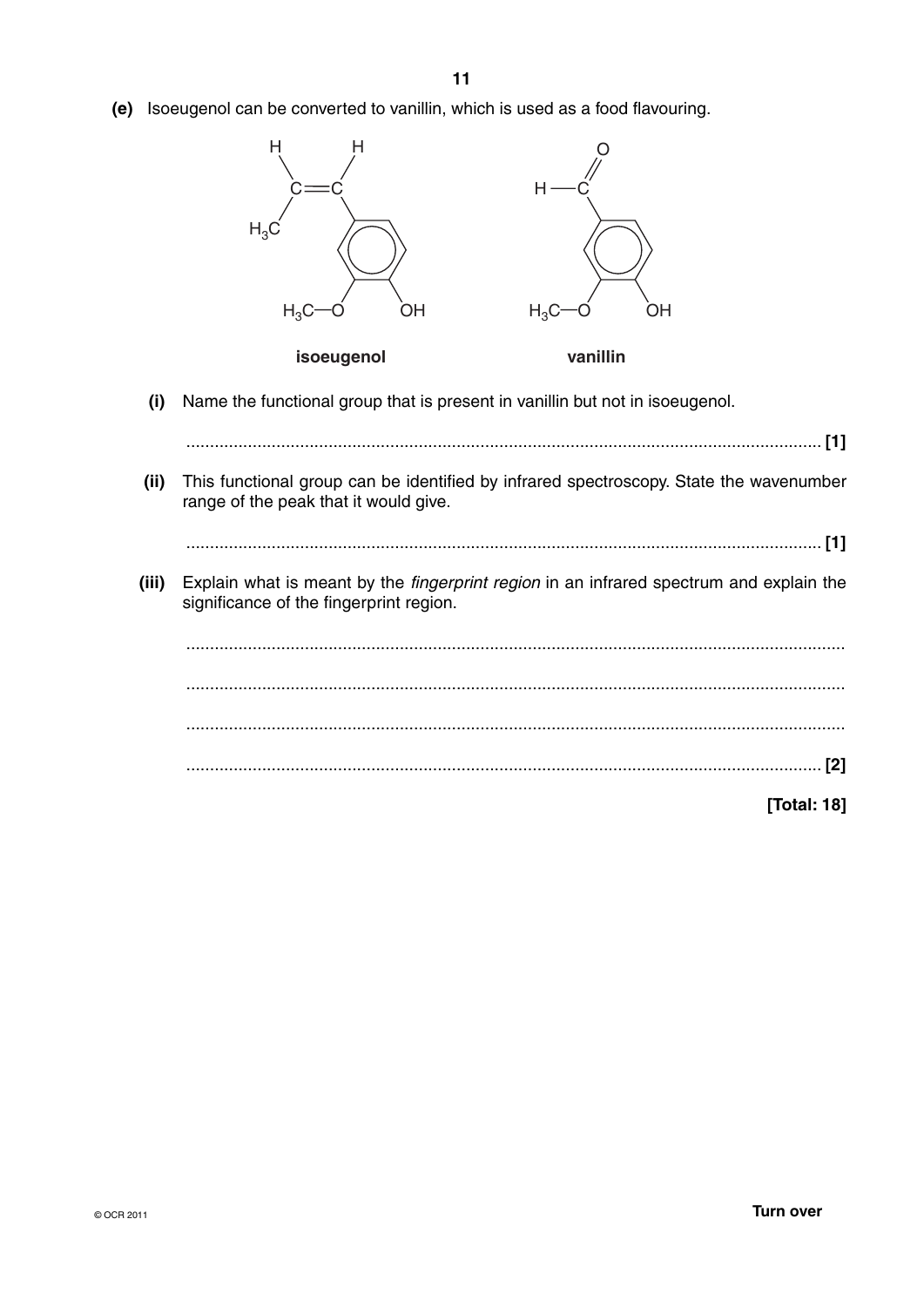**(e)** Isoeugenol can be converted to vanillin, which is used as a food flavouring.

**isoeugenol** **vanillin**

**(i)** Name the functional group that is present in vanillin but not in isoeugenol.

........................................................................................................................................ **[1]**

**(ii)** This functional group can be identified by infrared spectroscopy. State the wavenumber range of the peak that it would give.

........................................................................................................................................ **[1]**

**(iii)** Explain what is meant by the *fingerprint region* in an infrared spectrum and explain the significance of the fingerprint region.

...........................................................................................................................................

...........................................................................................................................................

...........................................................................................................................................

........................................................................................................................................ **[2]**

**[Total: 18]**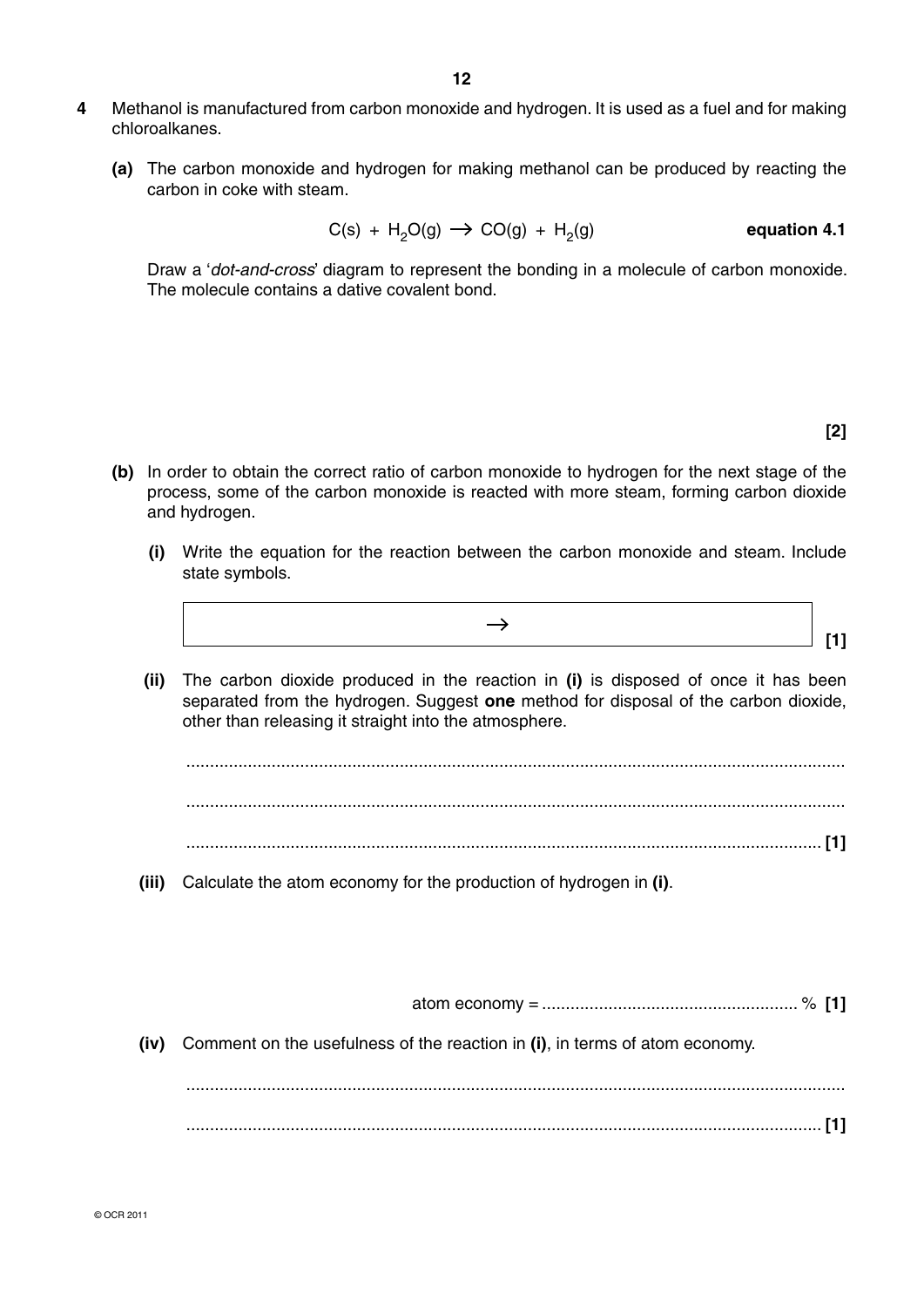**4** Methanol is manufactured from carbon monoxide and hydrogen. It is used as a fuel and for making chloroalkanes.

**(a)** The carbon monoxide and hydrogen for making methanol can be produced by reacting the carbon in coke with steam.

$$C(s) + H_2O(g) \rightarrow CO(g) + H_2(g) \qquad \textbf{equation 4.1}$$

Draw a '*dot-and-cross*' diagram to represent the bonding in a molecule of carbon monoxide. The molecule contains a dative covalent bond.

**[2]**

**(b)** In order to obtain the correct ratio of carbon monoxide to hydrogen for the next stage of the process, some of the carbon monoxide is reacted with more steam, forming carbon dioxide and hydrogen.

**(i)** Write the equation for the reaction between the carbon monoxide and steam. Include state symbols.

$\rightarrow$ **[1]**

**(ii)** The carbon dioxide produced in the reaction in **(i)** is disposed of once it has been separated from the hydrogen. Suggest **one** method for disposal of the carbon dioxide, other than releasing it straight into the atmosphere.

..........................................................................................................................................

..........................................................................................................................................

.................................................................................................................................... **[1]**

**(iii)** Calculate the atom economy for the production of hydrogen in **(i)**.

atom economy = ...................................................... % **[1]**

**(iv)** Comment on the usefulness of the reaction in **(i)**, in terms of atom economy.

..........................................................................................................................................

.................................................................................................................................... **[1]**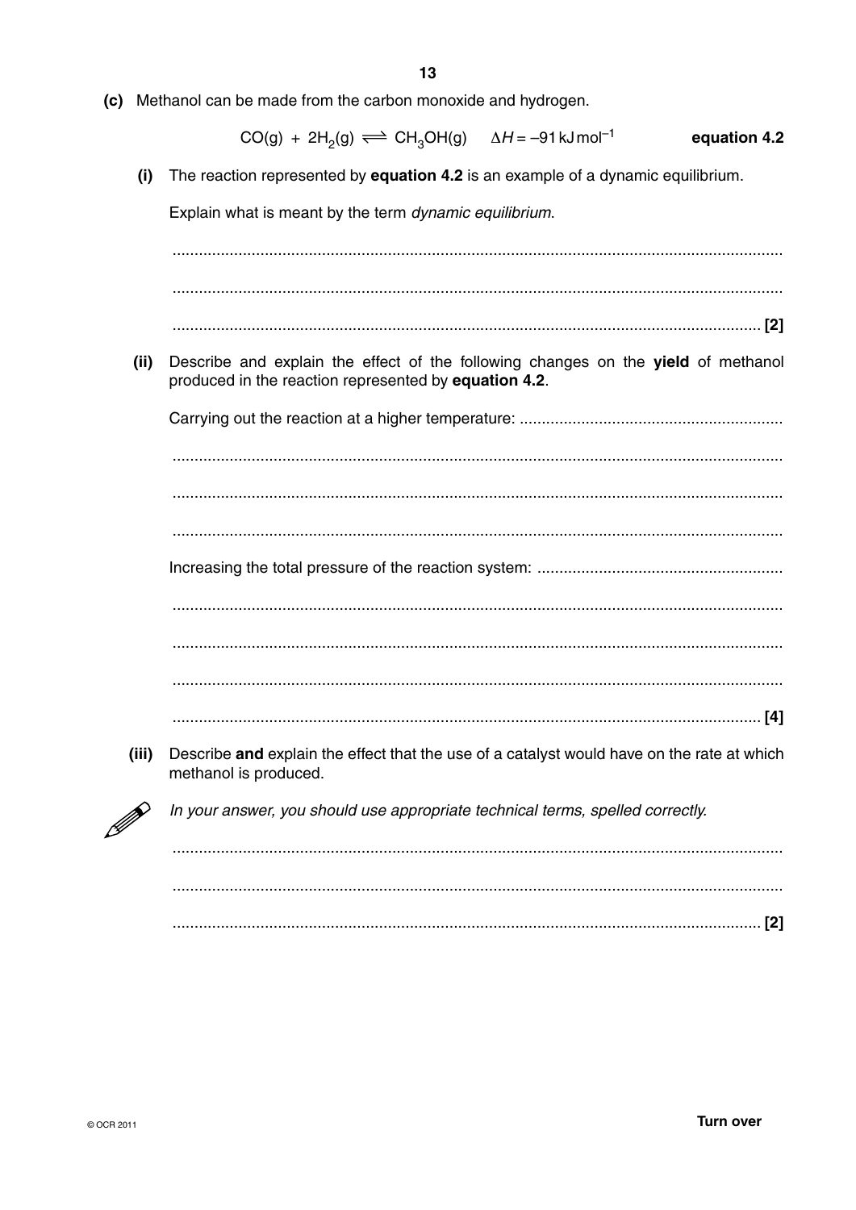**(c)** Methanol can be made from the carbon monoxide and hydrogen.

$$CO(g) + 2H_2(g) \rightleftharpoons CH_3OH(g) \quad \Delta H = -91\,kJ\,mol^{-1}$$ **equation 4.2**

**(i)** The reaction represented by **equation 4.2** is an example of a dynamic equilibrium.

Explain what is meant by the term *dynamic equilibrium*.

..........................................................................................................................................

..........................................................................................................................................

.................................................................................................................................... [2]

**(ii)** Describe and explain the effect of the following changes on the **yield** of methanol produced in the reaction represented by **equation 4.2**.

Carrying out the reaction at a higher temperature: ............................................................

..........................................................................................................................................

..........................................................................................................................................

..........................................................................................................................................

Increasing the total pressure of the reaction system: ........................................................

..........................................................................................................................................

..........................................................................................................................................

..........................................................................................................................................

.................................................................................................................................... [4]

**(iii)** Describe **and** explain the effect that the use of a catalyst would have on the rate at which methanol is produced.

*In your answer, you should use appropriate technical terms, spelled correctly.*

..........................................................................................................................................

..........................................................................................................................................

.................................................................................................................................... [2]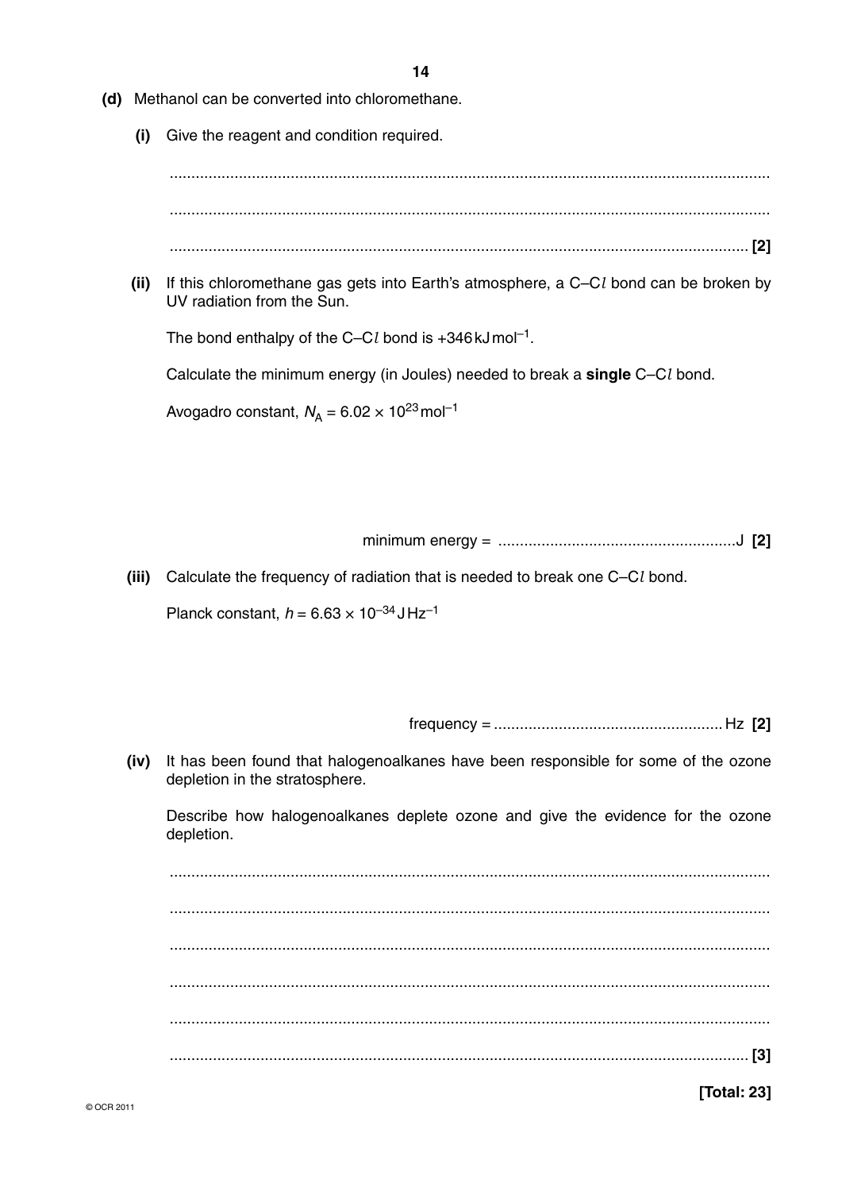**(d)** Methanol can be converted into chloromethane.

**(i)** Give the reagent and condition required.

.......................................................................................................................................

.......................................................................................................................................

.................................................................................................................................. **[2]**

**(ii)** If this chloromethane gas gets into Earth's atmosphere, a C–C*l* bond can be broken by UV radiation from the Sun.

The bond enthalpy of the C–C*l* bond is +346 kJ mol$^{-1}$.

Calculate the minimum energy (in Joules) needed to break a **single** C–C*l* bond.

Avogadro constant, $N_A = 6.02 \times 10^{23}\,\text{mol}^{-1}$

minimum energy = ........................................................J **[2]**

**(iii)** Calculate the frequency of radiation that is needed to break one C–C*l* bond.

Planck constant, $h = 6.63 \times 10^{-34}\,\text{J Hz}^{-1}$

frequency = ..................................................... Hz **[2]**

**(iv)** It has been found that halogenoalkanes have been responsible for some of the ozone depletion in the stratosphere.

Describe how halogenoalkanes deplete ozone and give the evidence for the ozone depletion.

.......................................................................................................................................

.......................................................................................................................................

.......................................................................................................................................

.......................................................................................................................................

.......................................................................................................................................

.................................................................................................................................. **[3]**

**[Total: 23]**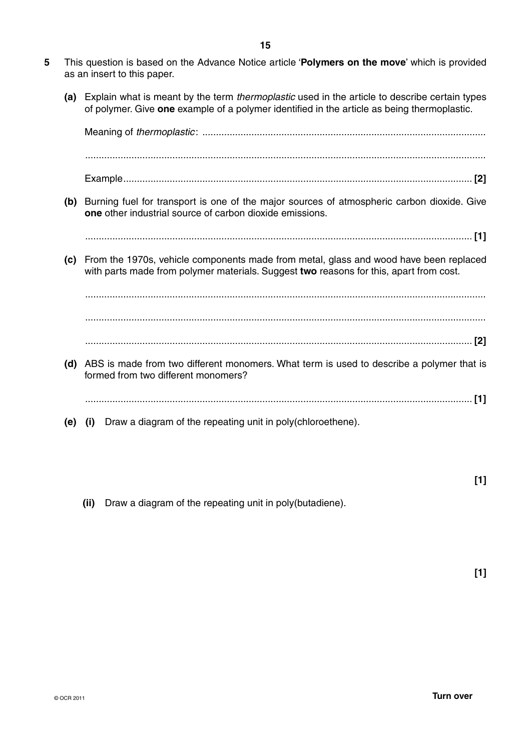**5** This question is based on the Advance Notice article '**Polymers on the move**' which is provided as an insert to this paper.

**(a)** Explain what is meant by the term *thermoplastic* used in the article to describe certain types of polymer. Give **one** example of a polymer identified in the article as being thermoplastic.

Meaning of *thermoplastic*: ....................................................................................................

....................................................................................................................................

Example.................................................................................................................... **[2]**

**(b)** Burning fuel for transport is one of the major sources of atmospheric carbon dioxide. Give **one** other industrial source of carbon dioxide emissions.

.............................................................................................................................. **[1]**

**(c)** From the 1970s, vehicle components made from metal, glass and wood have been replaced with parts made from polymer materials. Suggest **two** reasons for this, apart from cost.

....................................................................................................................................

....................................................................................................................................

.............................................................................................................................. **[2]**

**(d)** ABS is made from two different monomers. What term is used to describe a polymer that is formed from two different monomers?

.............................................................................................................................. **[1]**

**(e) (i)** Draw a diagram of the repeating unit in poly(chloroethene).

**[1]**

**(ii)** Draw a diagram of the repeating unit in poly(butadiene).

**[1]**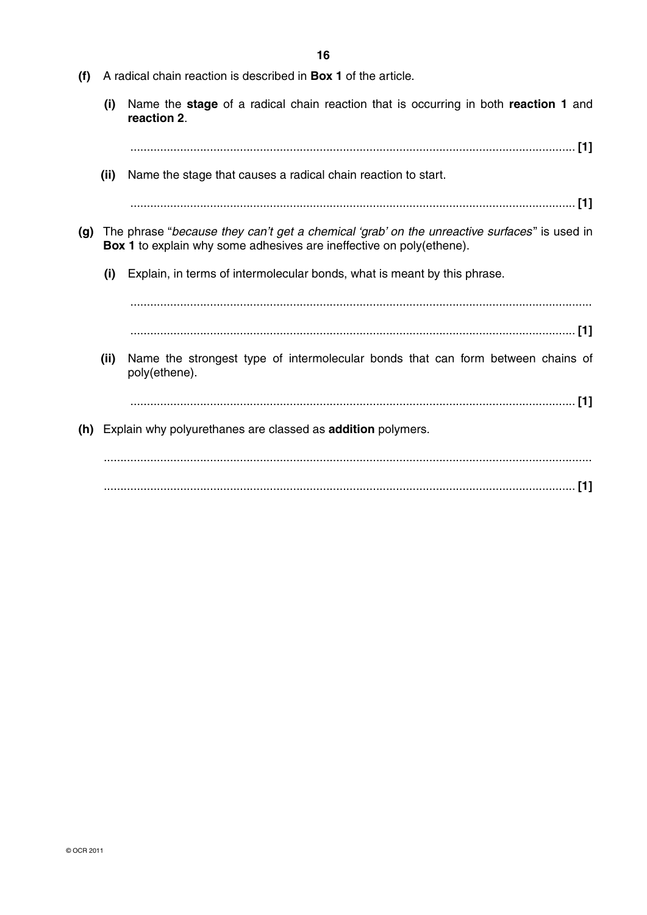**(f)** A radical chain reaction is described in **Box 1** of the article.

**(i)** Name the **stage** of a radical chain reaction that is occurring in both **reaction 1** and **reaction 2**.

.................................................................................................................................... [1]

**(ii)** Name the stage that causes a radical chain reaction to start.

.................................................................................................................................... [1]

**(g)** The phrase "*because they can't get a chemical 'grab' on the unreactive surfaces*" is used in **Box 1** to explain why some adhesives are ineffective on poly(ethene).

**(i)** Explain, in terms of intermolecular bonds, what is meant by this phrase.

....................................................................................................................................

.................................................................................................................................... [1]

**(ii)** Name the strongest type of intermolecular bonds that can form between chains of poly(ethene).

.................................................................................................................................... [1]

**(h)** Explain why polyurethanes are classed as **addition** polymers.

....................................................................................................................................

.................................................................................................................................... [1]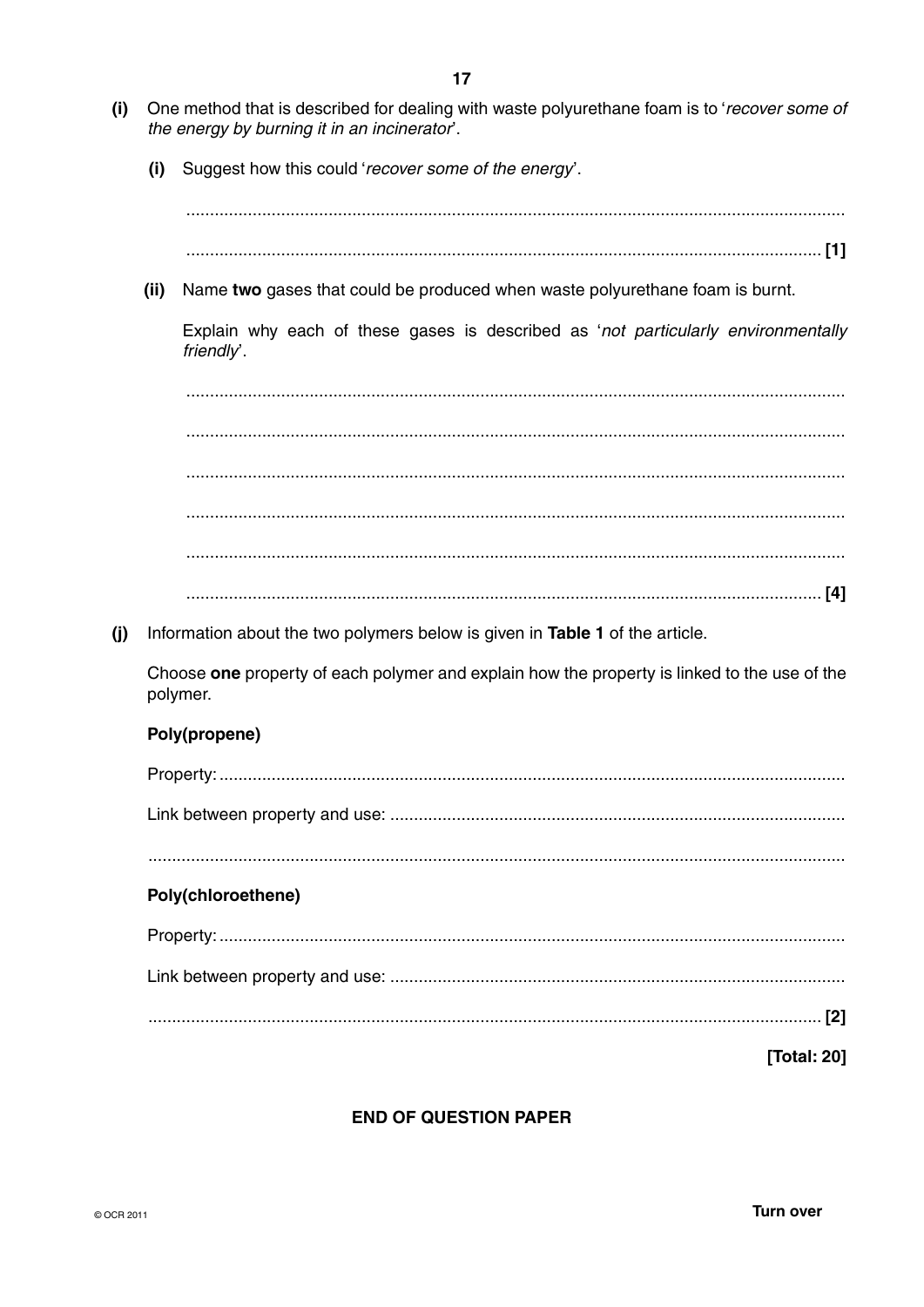**(i)** One method that is described for dealing with waste polyurethane foam is to '*recover some of the energy by burning it in an incinerator*'.

**(i)** Suggest how this could '*recover some of the energy*'.

..........................................................................................................................................

.................................................................................................................................... **[1]**

**(ii)** Name **two** gases that could be produced when waste polyurethane foam is burnt.

Explain why each of these gases is described as '*not particularly environmentally friendly*'.

..........................................................................................................................................

..........................................................................................................................................

..........................................................................................................................................

..........................................................................................................................................

..........................................................................................................................................

.................................................................................................................................... **[4]**

**(j)** Information about the two polymers below is given in **Table 1** of the article.

Choose **one** property of each polymer and explain how the property is linked to the use of the polymer.

**Poly(propene)**

Property: ..................................................................................................................................

Link between property and use: ..............................................................................................

..........................................................................................................................................

**Poly(chloroethene)**

Property: ..................................................................................................................................

Link between property and use: ..............................................................................................

.................................................................................................................................... **[2]**

**[Total: 20]**

**END OF QUESTION PAPER**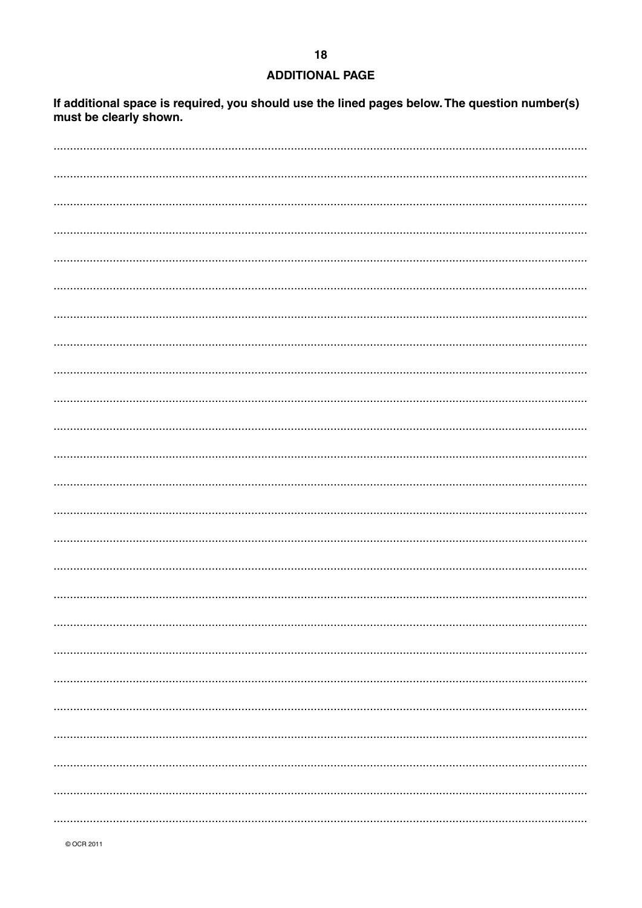## ADDITIONAL PAGE

**If additional space is required, you should use the lined pages below. The question number(s) must be clearly shown.**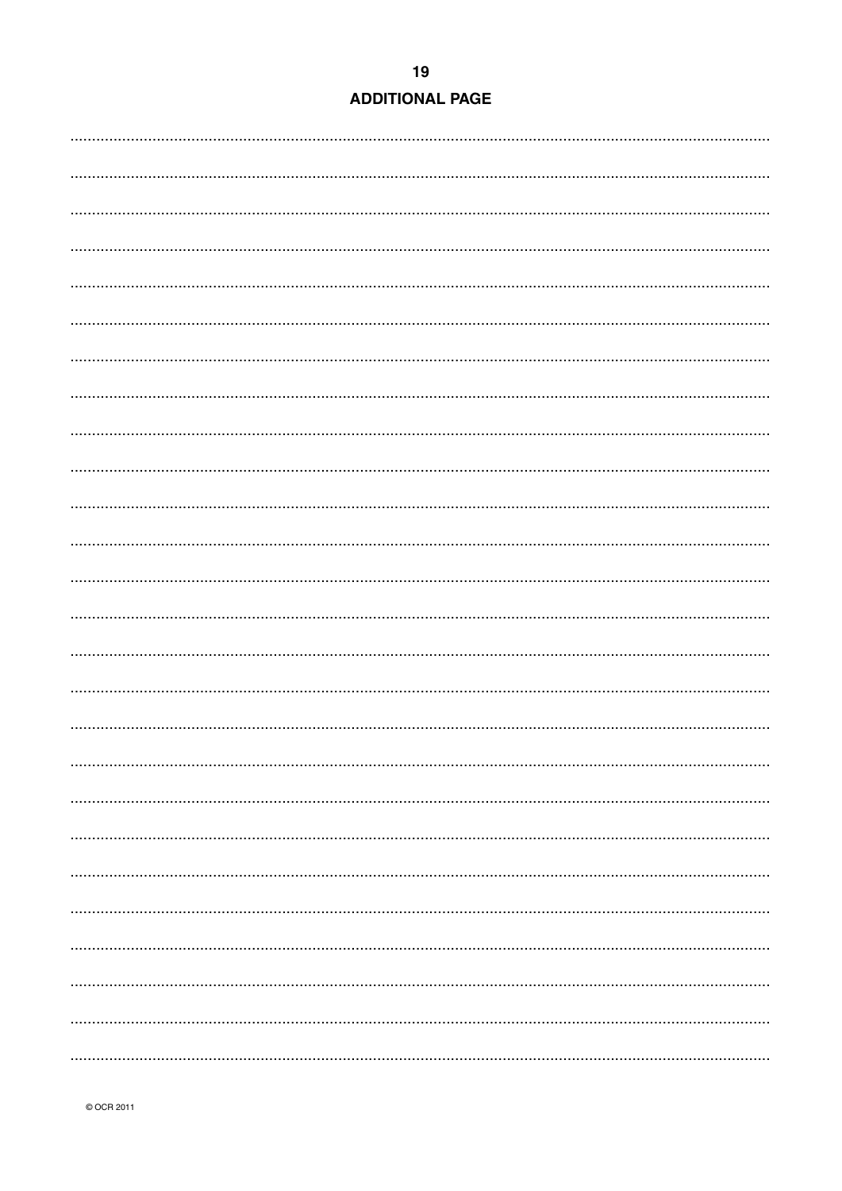## ADDITIONAL PAGE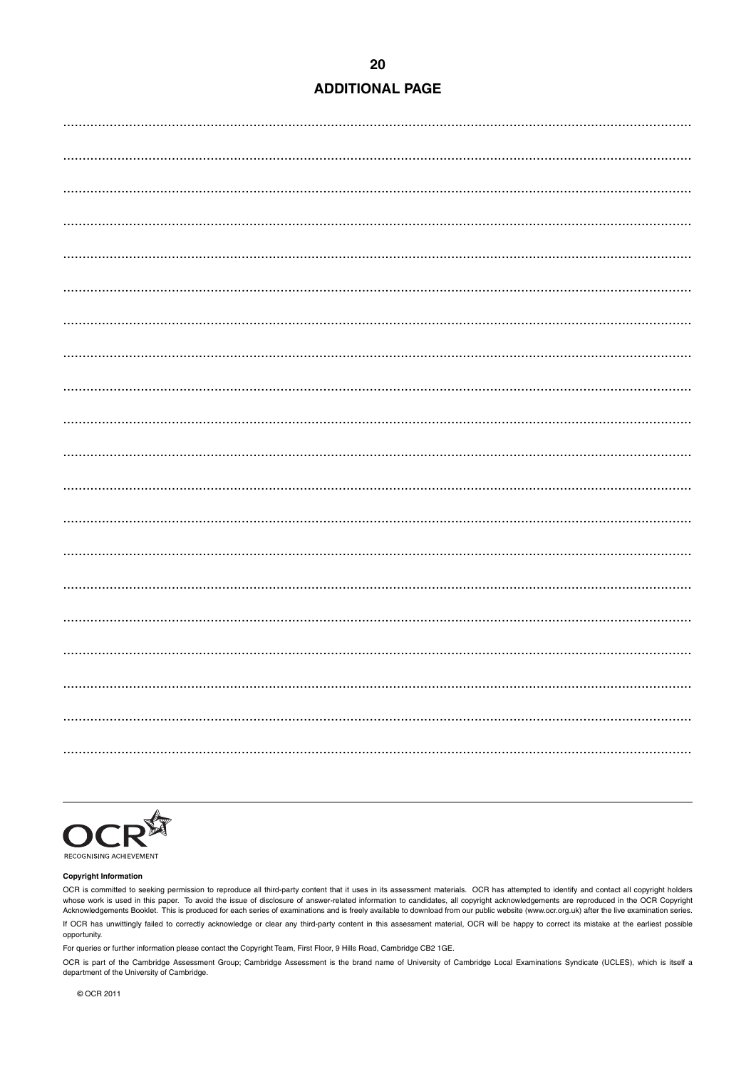## ADDITIONAL PAGE

OCR

RECOGNISING ACHIEVEMENT

**Copyright Information**

OCR is committed to seeking permission to reproduce all third-party content that it uses in its assessment materials. OCR has attempted to identify and contact all copyright holders whose work is used in this paper. To avoid the issue of disclosure of answer-related information to candidates, all copyright acknowledgements are reproduced in the OCR Copyright Acknowledgements Booklet. This is produced for each series of examinations and is freely available to download from our public website (www.ocr.org.uk) after the live examination series.

If OCR has unwittingly failed to correctly acknowledge or clear any third-party content in this assessment material, OCR will be happy to correct its mistake at the earliest possible opportunity.

For queries or further information please contact the Copyright Team, First Floor, 9 Hills Road, Cambridge CB2 1GE.

OCR is part of the Cambridge Assessment Group; Cambridge Assessment is the brand name of University of Cambridge Local Examinations Syndicate (UCLES), which is itself a department of the University of Cambridge.

© OCR 2011